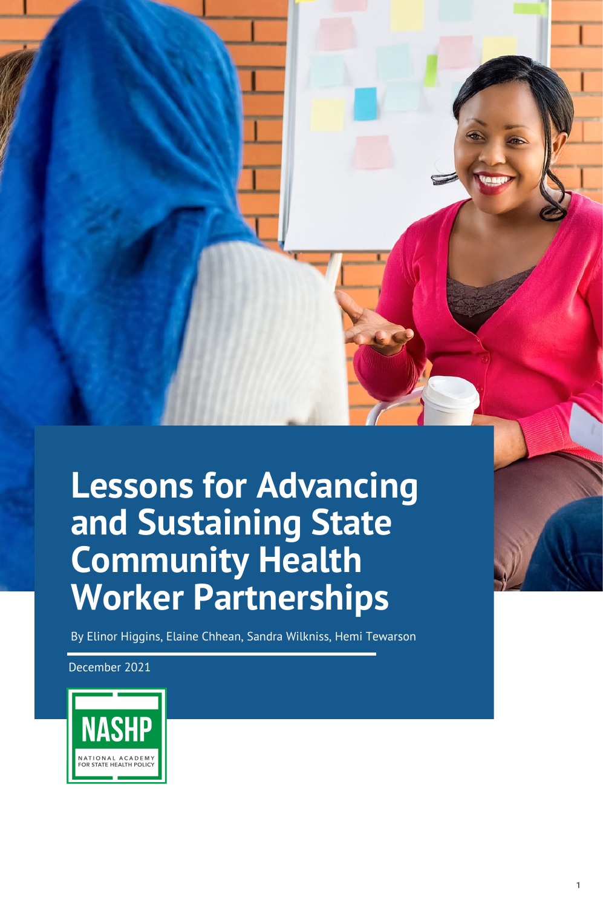# Lessons for Advancing and Sustaining State Community Health Worker Partnerships

By Elinor Higgins, Elaine Chhean, Sandra Wilkniss, Hemi Tewarson

December 2021

NASHP

NATIONAL ACADEMY FOR STATE HEALTH POLICY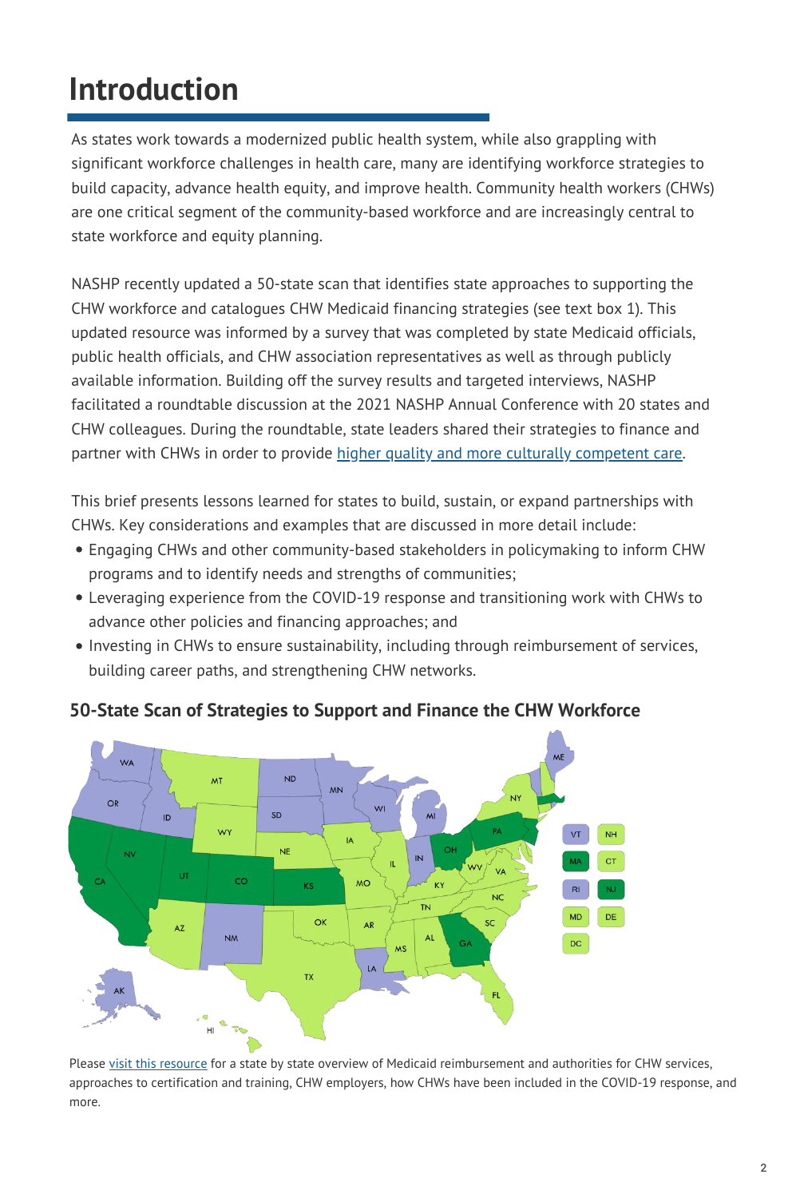# Introduction

As states work towards a modernized public health system, while also grappling with significant workforce challenges in health care, many are identifying workforce strategies to build capacity, advance health equity, and improve health. Community health workers (CHWs) are one critical segment of the community-based workforce and are increasingly central to state workforce and equity planning.

NASHP recently updated a 50-state scan that identifies state approaches to supporting the CHW workforce and catalogues CHW Medicaid financing strategies (see text box 1). This updated resource was informed by a survey that was completed by state Medicaid officials, public health officials, and CHW association representatives as well as through publicly available information. Building off the survey results and targeted interviews, NASHP facilitated a roundtable discussion at the 2021 NASHP Annual Conference with 20 states and CHW colleagues. During the roundtable, state leaders shared their strategies to finance and partner with CHWs in order to provide higher quality and more culturally competent care.

This brief presents lessons learned for states to build, sustain, or expand partnerships with CHWs. Key considerations and examples that are discussed in more detail include:

- Engaging CHWs and other community-based stakeholders in policymaking to inform CHW programs and to identify needs and strengths of communities;
- Leveraging experience from the COVID-19 response and transitioning work with CHWs to advance other policies and financing approaches; and
- Investing in CHWs to ensure sustainability, including through reimbursement of services, building career paths, and strengthening CHW networks.

## 50-State Scan of Strategies to Support and Finance the CHW Workforce

Please visit this resource for a state by state overview of Medicaid reimbursement and authorities for CHW services, approaches to certification and training, CHW employers, how CHWs have been included in the COVID-19 response, and more.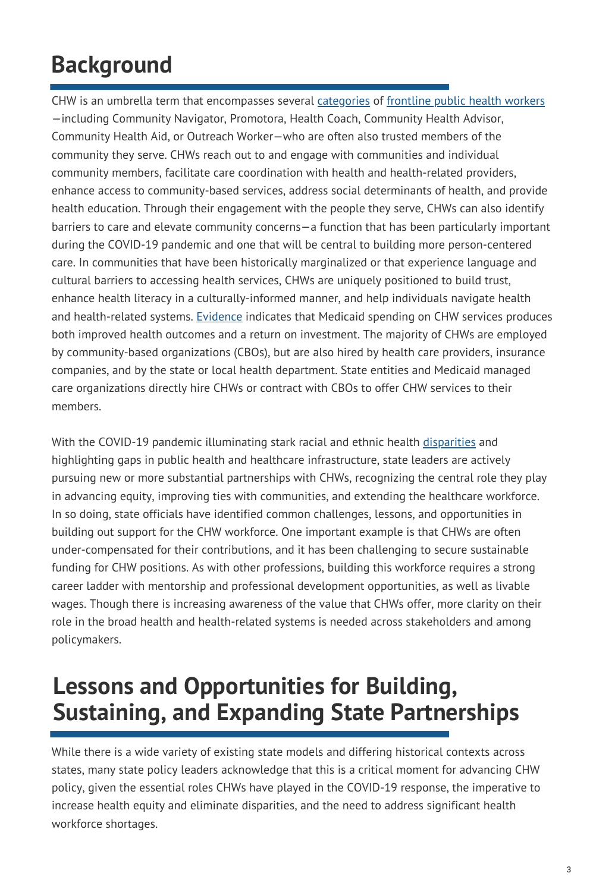# Background

CHW is an umbrella term that encompasses several categories of frontline public health workers—including Community Navigator, Promotora, Health Coach, Community Health Advisor, Community Health Aid, or Outreach Worker—who are often also trusted members of the community they serve. CHWs reach out to and engage with communities and individual community members, facilitate care coordination with health and health-related providers, enhance access to community-based services, address social determinants of health, and provide health education. Through their engagement with the people they serve, CHWs can also identify barriers to care and elevate community concerns—a function that has been particularly important during the COVID-19 pandemic and one that will be central to building more person-centered care. In communities that have been historically marginalized or that experience language and cultural barriers to accessing health services, CHWs are uniquely positioned to build trust, enhance health literacy in a culturally-informed manner, and help individuals navigate health and health-related systems. Evidence indicates that Medicaid spending on CHW services produces both improved health outcomes and a return on investment. The majority of CHWs are employed by community-based organizations (CBOs), but are also hired by health care providers, insurance companies, and by the state or local health department. State entities and Medicaid managed care organizations directly hire CHWs or contract with CBOs to offer CHW services to their members.

With the COVID-19 pandemic illuminating stark racial and ethnic health disparities and highlighting gaps in public health and healthcare infrastructure, state leaders are actively pursuing new or more substantial partnerships with CHWs, recognizing the central role they play in advancing equity, improving ties with communities, and extending the healthcare workforce. In so doing, state officials have identified common challenges, lessons, and opportunities in building out support for the CHW workforce. One important example is that CHWs are often under-compensated for their contributions, and it has been challenging to secure sustainable funding for CHW positions. As with other professions, building this workforce requires a strong career ladder with mentorship and professional development opportunities, as well as livable wages. Though there is increasing awareness of the value that CHWs offer, more clarity on their role in the broad health and health-related systems is needed across stakeholders and among policymakers.

# Lessons and Opportunities for Building, Sustaining, and Expanding State Partnerships

While there is a wide variety of existing state models and differing historical contexts across states, many state policy leaders acknowledge that this is a critical moment for advancing CHW policy, given the essential roles CHWs have played in the COVID-19 response, the imperative to increase health equity and eliminate disparities, and the need to address significant health workforce shortages.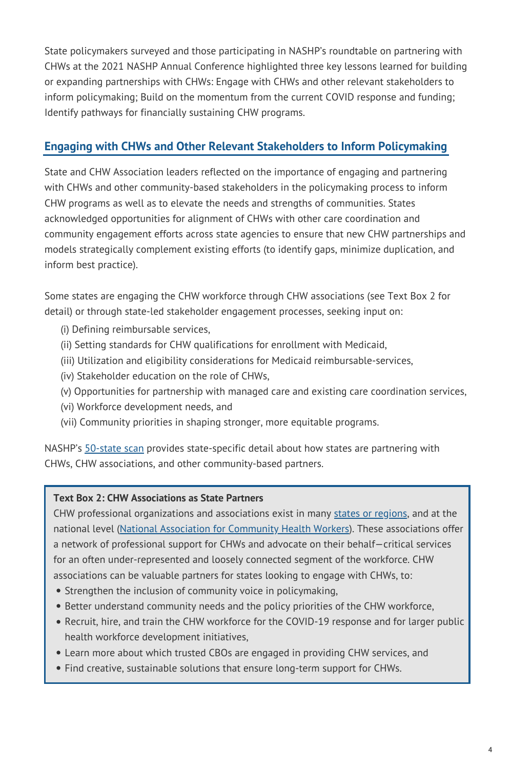State policymakers surveyed and those participating in NASHP's roundtable on partnering with CHWs at the 2021 NASHP Annual Conference highlighted three key lessons learned for building or expanding partnerships with CHWs: Engage with CHWs and other relevant stakeholders to inform policymaking; Build on the momentum from the current COVID response and funding; Identify pathways for financially sustaining CHW programs.

## Engaging with CHWs and Other Relevant Stakeholders to Inform Policymaking

State and CHW Association leaders reflected on the importance of engaging and partnering with CHWs and other community-based stakeholders in the policymaking process to inform CHW programs as well as to elevate the needs and strengths of communities. States acknowledged opportunities for alignment of CHWs with other care coordination and community engagement efforts across state agencies to ensure that new CHW partnerships and models strategically complement existing efforts (to identify gaps, minimize duplication, and inform best practice).

Some states are engaging the CHW workforce through CHW associations (see Text Box 2 for detail) or through state-led stakeholder engagement processes, seeking input on:

(i) Defining reimbursable services,
(ii) Setting standards for CHW qualifications for enrollment with Medicaid,
(iii) Utilization and eligibility considerations for Medicaid reimbursable-services,
(iv) Stakeholder education on the role of CHWs,
(v) Opportunities for partnership with managed care and existing care coordination services,
(vi) Workforce development needs, and
(vii) Community priorities in shaping stronger, more equitable programs.

NASHP's 50-state scan provides state-specific detail about how states are partnering with CHWs, CHW associations, and other community-based partners.

> **Text Box 2: CHW Associations as State Partners**
>
> CHW professional organizations and associations exist in many states or regions, and at the national level (National Association for Community Health Workers). These associations offer a network of professional support for CHWs and advocate on their behalf—critical services for an often under-represented and loosely connected segment of the workforce. CHW associations can be valuable partners for states looking to engage with CHWs, to:
>
> - Strengthen the inclusion of community voice in policymaking,
> - Better understand community needs and the policy priorities of the CHW workforce,
> - Recruit, hire, and train the CHW workforce for the COVID-19 response and for larger public health workforce development initiatives,
> - Learn more about which trusted CBOs are engaged in providing CHW services, and
> - Find creative, sustainable solutions that ensure long-term support for CHWs.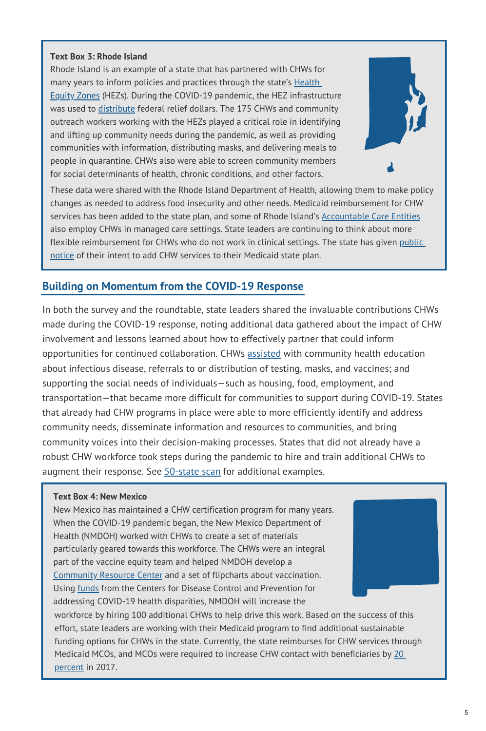**Text Box 3: Rhode Island**

Rhode Island is an example of a state that has partnered with CHWs for many years to inform policies and practices through the state's Health Equity Zones (HEZs). During the COVID-19 pandemic, the HEZ infrastructure was used to distribute federal relief dollars. The 175 CHWs and community outreach workers working with the HEZs played a critical role in identifying and lifting up community needs during the pandemic, as well as providing communities with information, distributing masks, and delivering meals to people in quarantine. CHWs also were able to screen community members for social determinants of health, chronic conditions, and other factors. These data were shared with the Rhode Island Department of Health, allowing them to make policy changes as needed to address food insecurity and other needs. Medicaid reimbursement for CHW services has been added to the state plan, and some of Rhode Island's Accountable Care Entities also employ CHWs in managed care settings. State leaders are continuing to think about more flexible reimbursement for CHWs who do not work in clinical settings. The state has given public notice of their intent to add CHW services to their Medicaid state plan.

## Building on Momentum from the COVID-19 Response

In both the survey and the roundtable, state leaders shared the invaluable contributions CHWs made during the COVID-19 response, noting additional data gathered about the impact of CHW involvement and lessons learned about how to effectively partner that could inform opportunities for continued collaboration. CHWs assisted with community health education about infectious disease, referrals to or distribution of testing, masks, and vaccines; and supporting the social needs of individuals—such as housing, food, employment, and transportation—that became more difficult for communities to support during COVID-19. States that already had CHW programs in place were able to more efficiently identify and address community needs, disseminate information and resources to communities, and bring community voices into their decision-making processes. States that did not already have a robust CHW workforce took steps during the pandemic to hire and train additional CHWs to augment their response. See 50-state scan for additional examples.

**Text Box 4: New Mexico**

New Mexico has maintained a CHW certification program for many years. When the COVID-19 pandemic began, the New Mexico Department of Health (NMDOH) worked with CHWs to create a set of materials particularly geared towards this workforce. The CHWs were an integral part of the vaccine equity team and helped NMDOH develop a Community Resource Center and a set of flipcharts about vaccination. Using funds from the Centers for Disease Control and Prevention for addressing COVID-19 health disparities, NMDOH will increase the workforce by hiring 100 additional CHWs to help drive this work. Based on the success of this effort, state leaders are working with their Medicaid program to find additional sustainable funding options for CHWs in the state. Currently, the state reimburses for CHW services through Medicaid MCOs, and MCOs were required to increase CHW contact with beneficiaries by 20 percent in 2017.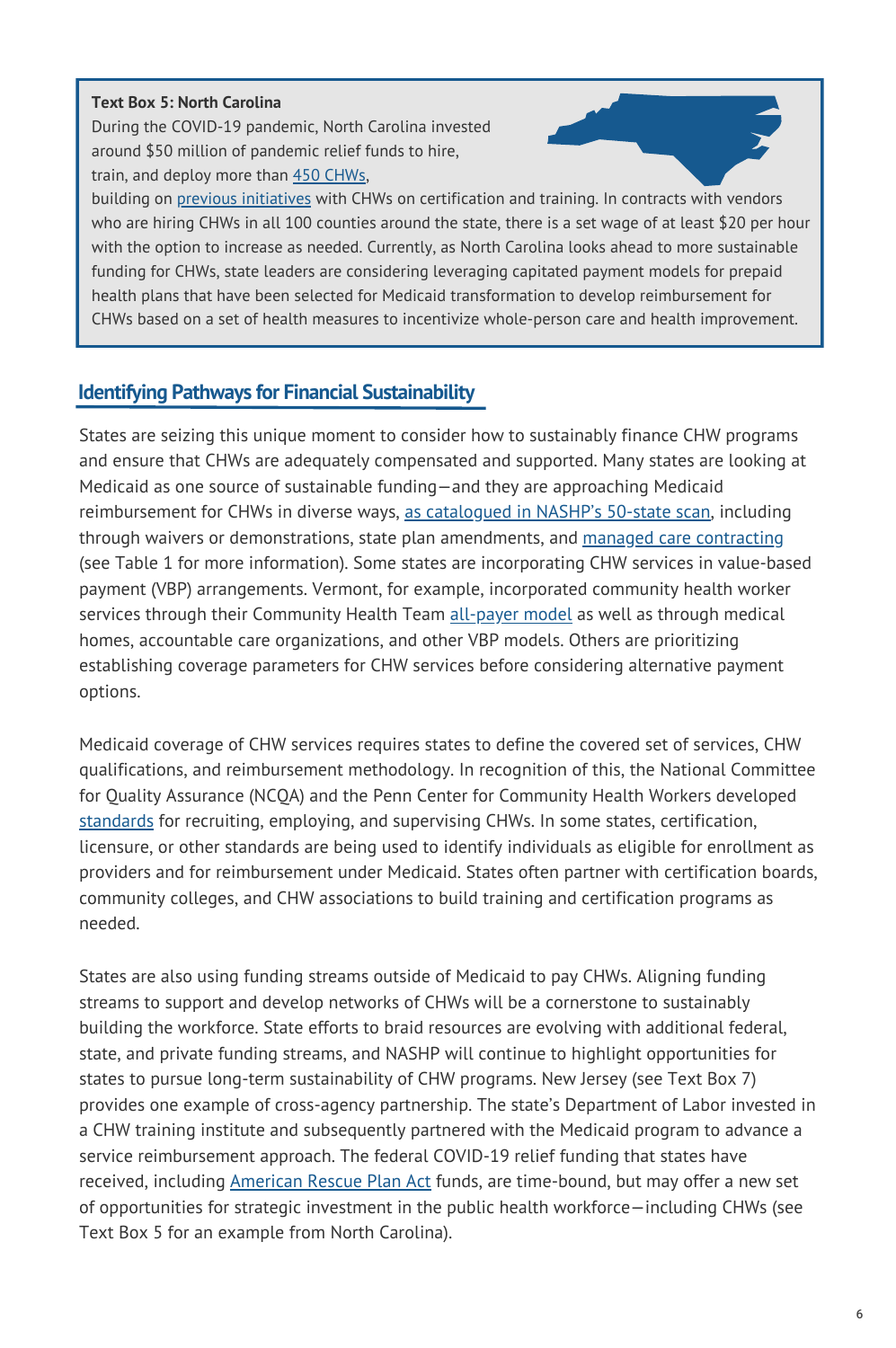**Text Box 5: North Carolina**

During the COVID-19 pandemic, North Carolina invested around $50 million of pandemic relief funds to hire, train, and deploy more than 450 CHWs, building on previous initiatives with CHWs on certification and training. In contracts with vendors who are hiring CHWs in all 100 counties around the state, there is a set wage of at least $20 per hour with the option to increase as needed. Currently, as North Carolina looks ahead to more sustainable funding for CHWs, state leaders are considering leveraging capitated payment models for prepaid health plans that have been selected for Medicaid transformation to develop reimbursement for CHWs based on a set of health measures to incentivize whole-person care and health improvement.

## Identifying Pathways for Financial Sustainability

States are seizing this unique moment to consider how to sustainably finance CHW programs and ensure that CHWs are adequately compensated and supported. Many states are looking at Medicaid as one source of sustainable funding—and they are approaching Medicaid reimbursement for CHWs in diverse ways, as catalogued in NASHP's 50-state scan, including through waivers or demonstrations, state plan amendments, and managed care contracting (see Table 1 for more information). Some states are incorporating CHW services in value-based payment (VBP) arrangements. Vermont, for example, incorporated community health worker services through their Community Health Team all-payer model as well as through medical homes, accountable care organizations, and other VBP models. Others are prioritizing establishing coverage parameters for CHW services before considering alternative payment options.

Medicaid coverage of CHW services requires states to define the covered set of services, CHW qualifications, and reimbursement methodology. In recognition of this, the National Committee for Quality Assurance (NCQA) and the Penn Center for Community Health Workers developed standards for recruiting, employing, and supervising CHWs. In some states, certification, licensure, or other standards are being used to identify individuals as eligible for enrollment as providers and for reimbursement under Medicaid. States often partner with certification boards, community colleges, and CHW associations to build training and certification programs as needed.

States are also using funding streams outside of Medicaid to pay CHWs. Aligning funding streams to support and develop networks of CHWs will be a cornerstone to sustainably building the workforce. State efforts to braid resources are evolving with additional federal, state, and private funding streams, and NASHP will continue to highlight opportunities for states to pursue long-term sustainability of CHW programs. New Jersey (see Text Box 7) provides one example of cross-agency partnership. The state's Department of Labor invested in a CHW training institute and subsequently partnered with the Medicaid program to advance a service reimbursement approach. The federal COVID-19 relief funding that states have received, including American Rescue Plan Act funds, are time-bound, but may offer a new set of opportunities for strategic investment in the public health workforce—including CHWs (see Text Box 5 for an example from North Carolina).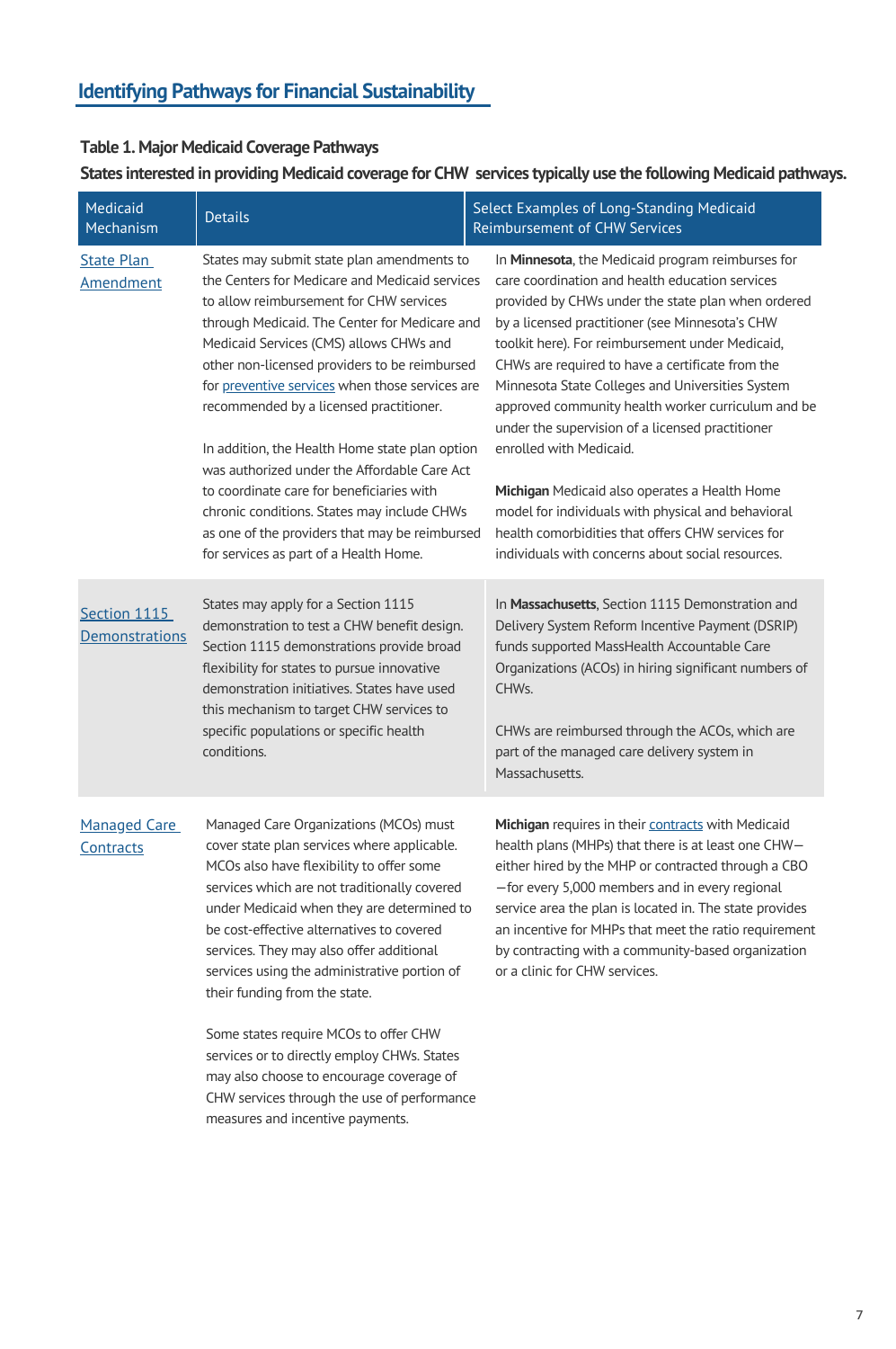## Identifying Pathways for Financial Sustainability

**Table 1. Major Medicaid Coverage Pathways**

**States interested in providing Medicaid coverage for CHW services typically use the following Medicaid pathways.**

| Medicaid Mechanism | Details | Select Examples of Long-Standing Medicaid Reimbursement of CHW Services |
|---|---|---|
| State Plan Amendment | States may submit state plan amendments to the Centers for Medicare and Medicaid services to allow reimbursement for CHW services through Medicaid. The Center for Medicare and Medicaid Services (CMS) allows CHWs and other non-licensed providers to be reimbursed for preventive services when those services are recommended by a licensed practitioner.<br><br>In addition, the Health Home state plan option was authorized under the Affordable Care Act to coordinate care for beneficiaries with chronic conditions. States may include CHWs as one of the providers that may be reimbursed for services as part of a Health Home. | In **Minnesota**, the Medicaid program reimburses for care coordination and health education services provided by CHWs under the state plan when ordered by a licensed practitioner (see Minnesota's CHW toolkit here). For reimbursement under Medicaid, CHWs are required to have a certificate from the Minnesota State Colleges and Universities System approved community health worker curriculum and be under the supervision of a licensed practitioner enrolled with Medicaid.<br><br>**Michigan** Medicaid also operates a Health Home model for individuals with physical and behavioral health comorbidities that offers CHW services for individuals with concerns about social resources. |
| Section 1115 Demonstrations | States may apply for a Section 1115 demonstration to test a CHW benefit design. Section 1115 demonstrations provide broad flexibility for states to pursue innovative demonstration initiatives. States have used this mechanism to target CHW services to specific populations or specific health conditions. | In **Massachusetts**, Section 1115 Demonstration and Delivery System Reform Incentive Payment (DSRIP) funds supported MassHealth Accountable Care Organizations (ACOs) in hiring significant numbers of CHWs.<br><br>CHWs are reimbursed through the ACOs, which are part of the managed care delivery system in Massachusetts. |
| Managed Care Contracts | Managed Care Organizations (MCOs) must cover state plan services where applicable. MCOs also have flexibility to offer some services which are not traditionally covered under Medicaid when they are determined to be cost-effective alternatives to covered services. They may also offer additional services using the administrative portion of their funding from the state.<br><br>Some states require MCOs to offer CHW services or to directly employ CHWs. States may also choose to encourage coverage of CHW services through the use of performance measures and incentive payments. | **Michigan** requires in their contracts with Medicaid health plans (MHPs) that there is at least one CHW—either hired by the MHP or contracted through a CBO—for every 5,000 members and in every regional service area the plan is located in. The state provides an incentive for MHPs that meet the ratio requirement by contracting with a community-based organization or a clinic for CHW services. |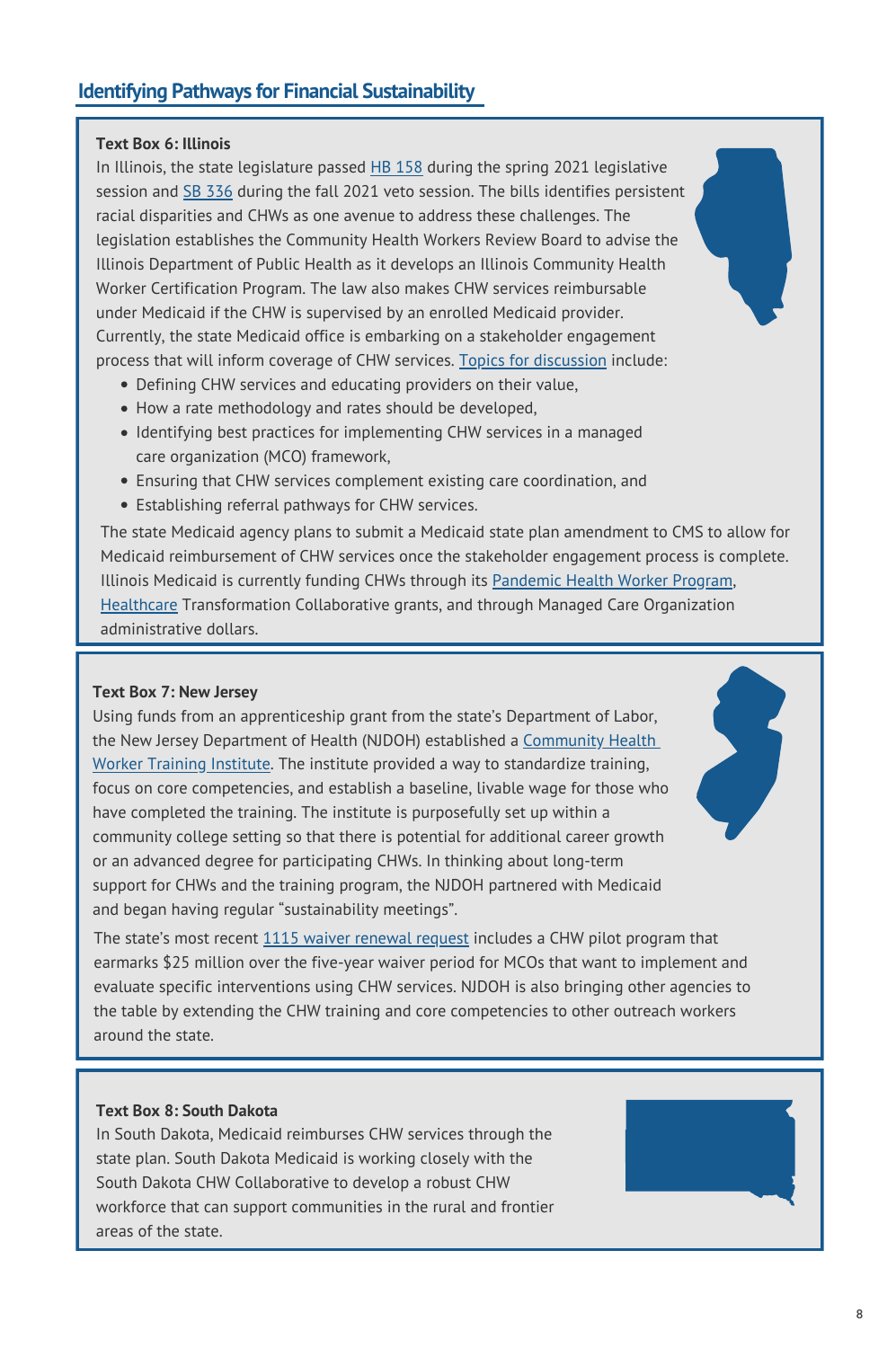## Identifying Pathways for Financial Sustainability

**Text Box 6: Illinois**

In Illinois, the state legislature passed HB 158 during the spring 2021 legislative session and SB 336 during the fall 2021 veto session. The bills identifies persistent racial disparities and CHWs as one avenue to address these challenges. The legislation establishes the Community Health Workers Review Board to advise the Illinois Department of Public Health as it develops an Illinois Community Health Worker Certification Program. The law also makes CHW services reimbursable under Medicaid if the CHW is supervised by an enrolled Medicaid provider. Currently, the state Medicaid office is embarking on a stakeholder engagement process that will inform coverage of CHW services. Topics for discussion include:

- Defining CHW services and educating providers on their value,
- How a rate methodology and rates should be developed,
- Identifying best practices for implementing CHW services in a managed care organization (MCO) framework,
- Ensuring that CHW services complement existing care coordination, and
- Establishing referral pathways for CHW services.

The state Medicaid agency plans to submit a Medicaid state plan amendment to CMS to allow for Medicaid reimbursement of CHW services once the stakeholder engagement process is complete. Illinois Medicaid is currently funding CHWs through its Pandemic Health Worker Program, Healthcare Transformation Collaborative grants, and through Managed Care Organization administrative dollars.

**Text Box 7: New Jersey**

Using funds from an apprenticeship grant from the state's Department of Labor, the New Jersey Department of Health (NJDOH) established a Community Health Worker Training Institute. The institute provided a way to standardize training, focus on core competencies, and establish a baseline, livable wage for those who have completed the training. The institute is purposefully set up within a community college setting so that there is potential for additional career growth or an advanced degree for participating CHWs. In thinking about long-term support for CHWs and the training program, the NJDOH partnered with Medicaid and began having regular "sustainability meetings".

The state's most recent 1115 waiver renewal request includes a CHW pilot program that earmarks $25 million over the five-year waiver period for MCOs that want to implement and evaluate specific interventions using CHW services. NJDOH is also bringing other agencies to the table by extending the CHW training and core competencies to other outreach workers around the state.

**Text Box 8: South Dakota**

In South Dakota, Medicaid reimburses CHW services through the state plan. South Dakota Medicaid is working closely with the South Dakota CHW Collaborative to develop a robust CHW workforce that can support communities in the rural and frontier areas of the state.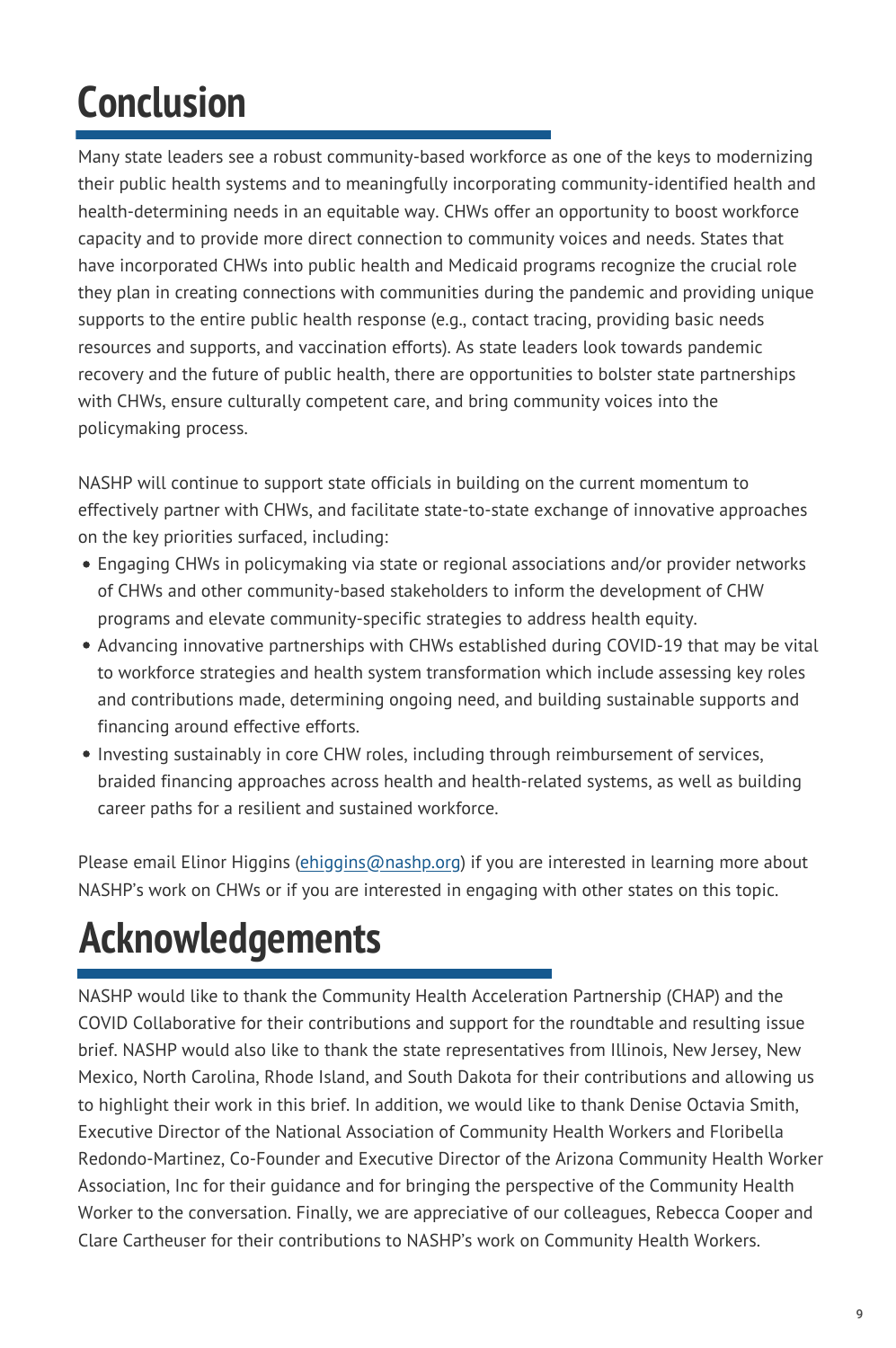# Conclusion

Many state leaders see a robust community-based workforce as one of the keys to modernizing their public health systems and to meaningfully incorporating community-identified health and health-determining needs in an equitable way. CHWs offer an opportunity to boost workforce capacity and to provide more direct connection to community voices and needs. States that have incorporated CHWs into public health and Medicaid programs recognize the crucial role they plan in creating connections with communities during the pandemic and providing unique supports to the entire public health response (e.g., contact tracing, providing basic needs resources and supports, and vaccination efforts). As state leaders look towards pandemic recovery and the future of public health, there are opportunities to bolster state partnerships with CHWs, ensure culturally competent care, and bring community voices into the policymaking process.

NASHP will continue to support state officials in building on the current momentum to effectively partner with CHWs, and facilitate state-to-state exchange of innovative approaches on the key priorities surfaced, including:

- Engaging CHWs in policymaking via state or regional associations and/or provider networks of CHWs and other community-based stakeholders to inform the development of CHW programs and elevate community-specific strategies to address health equity.
- Advancing innovative partnerships with CHWs established during COVID-19 that may be vital to workforce strategies and health system transformation which include assessing key roles and contributions made, determining ongoing need, and building sustainable supports and financing around effective efforts.
- Investing sustainably in core CHW roles, including through reimbursement of services, braided financing approaches across health and health-related systems, as well as building career paths for a resilient and sustained workforce.

Please email Elinor Higgins (ehiggins@nashp.org) if you are interested in learning more about NASHP's work on CHWs or if you are interested in engaging with other states on this topic.

# Acknowledgements

NASHP would like to thank the Community Health Acceleration Partnership (CHAP) and the COVID Collaborative for their contributions and support for the roundtable and resulting issue brief. NASHP would also like to thank the state representatives from Illinois, New Jersey, New Mexico, North Carolina, Rhode Island, and South Dakota for their contributions and allowing us to highlight their work in this brief. In addition, we would like to thank Denise Octavia Smith, Executive Director of the National Association of Community Health Workers and Floribella Redondo-Martinez, Co-Founder and Executive Director of the Arizona Community Health Worker Association, Inc for their guidance and for bringing the perspective of the Community Health Worker to the conversation. Finally, we are appreciative of our colleagues, Rebecca Cooper and Clare Cartheuser for their contributions to NASHP's work on Community Health Workers.